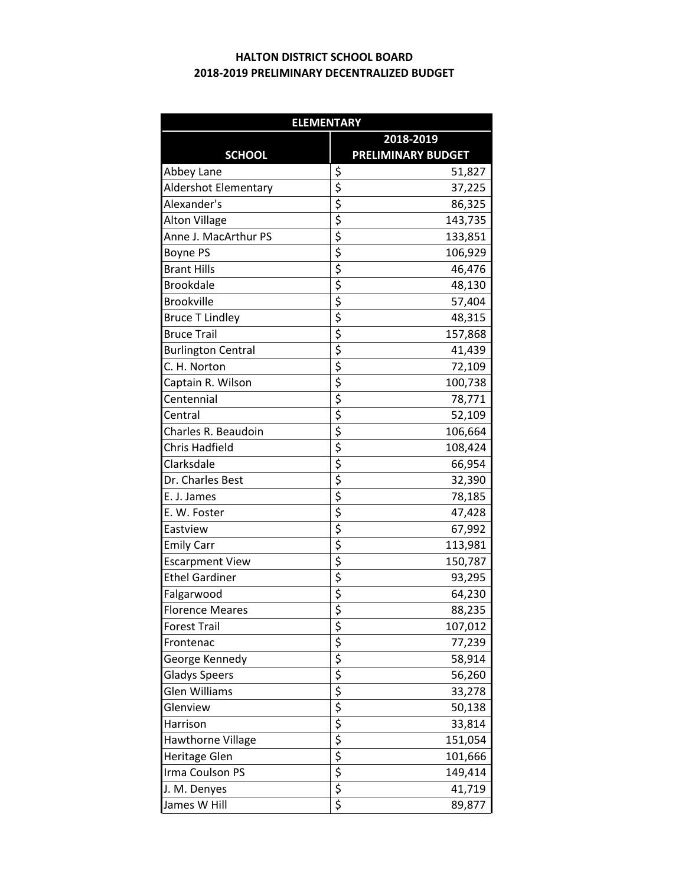**HALTON DISTRICT SCHOOL BOARD**
**2018-2019 PRELIMINARY DECENTRALIZED BUDGET**

| ELEMENTARY | |
|---|---|
| **SCHOOL** | **2018-2019 PRELIMINARY BUDGET** |
| Abbey Lane | $ 51,827 |
| Aldershot Elementary | $ 37,225 |
| Alexander's | $ 86,325 |
| Alton Village | $ 143,735 |
| Anne J. MacArthur PS | $ 133,851 |
| Boyne PS | $ 106,929 |
| Brant Hills | $ 46,476 |
| Brookdale | $ 48,130 |
| Brookville | $ 57,404 |
| Bruce T Lindley | $ 48,315 |
| Bruce Trail | $ 157,868 |
| Burlington Central | $ 41,439 |
| C. H. Norton | $ 72,109 |
| Captain R. Wilson | $ 100,738 |
| Centennial | $ 78,771 |
| Central | $ 52,109 |
| Charles R. Beaudoin | $ 106,664 |
| Chris Hadfield | $ 108,424 |
| Clarksdale | $ 66,954 |
| Dr. Charles Best | $ 32,390 |
| E. J. James | $ 78,185 |
| E. W. Foster | $ 47,428 |
| Eastview | $ 67,992 |
| Emily Carr | $ 113,981 |
| Escarpment View | $ 150,787 |
| Ethel Gardiner | $ 93,295 |
| Falgarwood | $ 64,230 |
| Florence Meares | $ 88,235 |
| Forest Trail | $ 107,012 |
| Frontenac | $ 77,239 |
| George Kennedy | $ 58,914 |
| Gladys Speers | $ 56,260 |
| Glen Williams | $ 33,278 |
| Glenview | $ 50,138 |
| Harrison | $ 33,814 |
| Hawthorne Village | $ 151,054 |
| Heritage Glen | $ 101,666 |
| Irma Coulson PS | $ 149,414 |
| J. M. Denyes | $ 41,719 |
| James W Hill | $ 89,877 |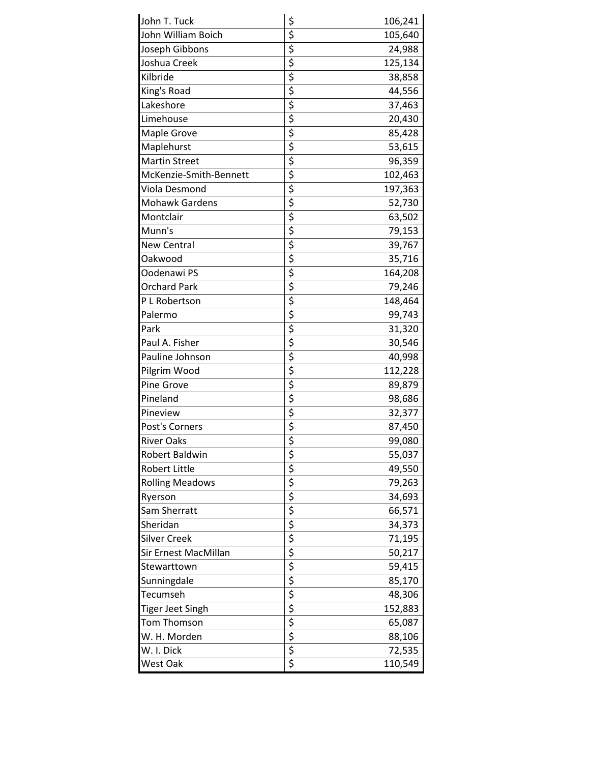| | | |
|---|---|---|
| John T. Tuck | $ | 106,241 |
| John William Boich | $ | 105,640 |
| Joseph Gibbons | $ | 24,988 |
| Joshua Creek | $ | 125,134 |
| Kilbride | $ | 38,858 |
| King's Road | $ | 44,556 |
| Lakeshore | $ | 37,463 |
| Limehouse | $ | 20,430 |
| Maple Grove | $ | 85,428 |
| Maplehurst | $ | 53,615 |
| Martin Street | $ | 96,359 |
| McKenzie-Smith-Bennett | $ | 102,463 |
| Viola Desmond | $ | 197,363 |
| Mohawk Gardens | $ | 52,730 |
| Montclair | $ | 63,502 |
| Munn's | $ | 79,153 |
| New Central | $ | 39,767 |
| Oakwood | $ | 35,716 |
| Oodenawi PS | $ | 164,208 |
| Orchard Park | $ | 79,246 |
| P L Robertson | $ | 148,464 |
| Palermo | $ | 99,743 |
| Park | $ | 31,320 |
| Paul A. Fisher | $ | 30,546 |
| Pauline Johnson | $ | 40,998 |
| Pilgrim Wood | $ | 112,228 |
| Pine Grove | $ | 89,879 |
| Pineland | $ | 98,686 |
| Pineview | $ | 32,377 |
| Post's Corners | $ | 87,450 |
| River Oaks | $ | 99,080 |
| Robert Baldwin | $ | 55,037 |
| Robert Little | $ | 49,550 |
| Rolling Meadows | $ | 79,263 |
| Ryerson | $ | 34,693 |
| Sam Sherratt | $ | 66,571 |
| Sheridan | $ | 34,373 |
| Silver Creek | $ | 71,195 |
| Sir Ernest MacMillan | $ | 50,217 |
| Stewarttown | $ | 59,415 |
| Sunningdale | $ | 85,170 |
| Tecumseh | $ | 48,306 |
| Tiger Jeet Singh | $ | 152,883 |
| Tom Thomson | $ | 65,087 |
| W. H. Morden | $ | 88,106 |
| W. I. Dick | $ | 72,535 |
| West Oak | $ | 110,549 |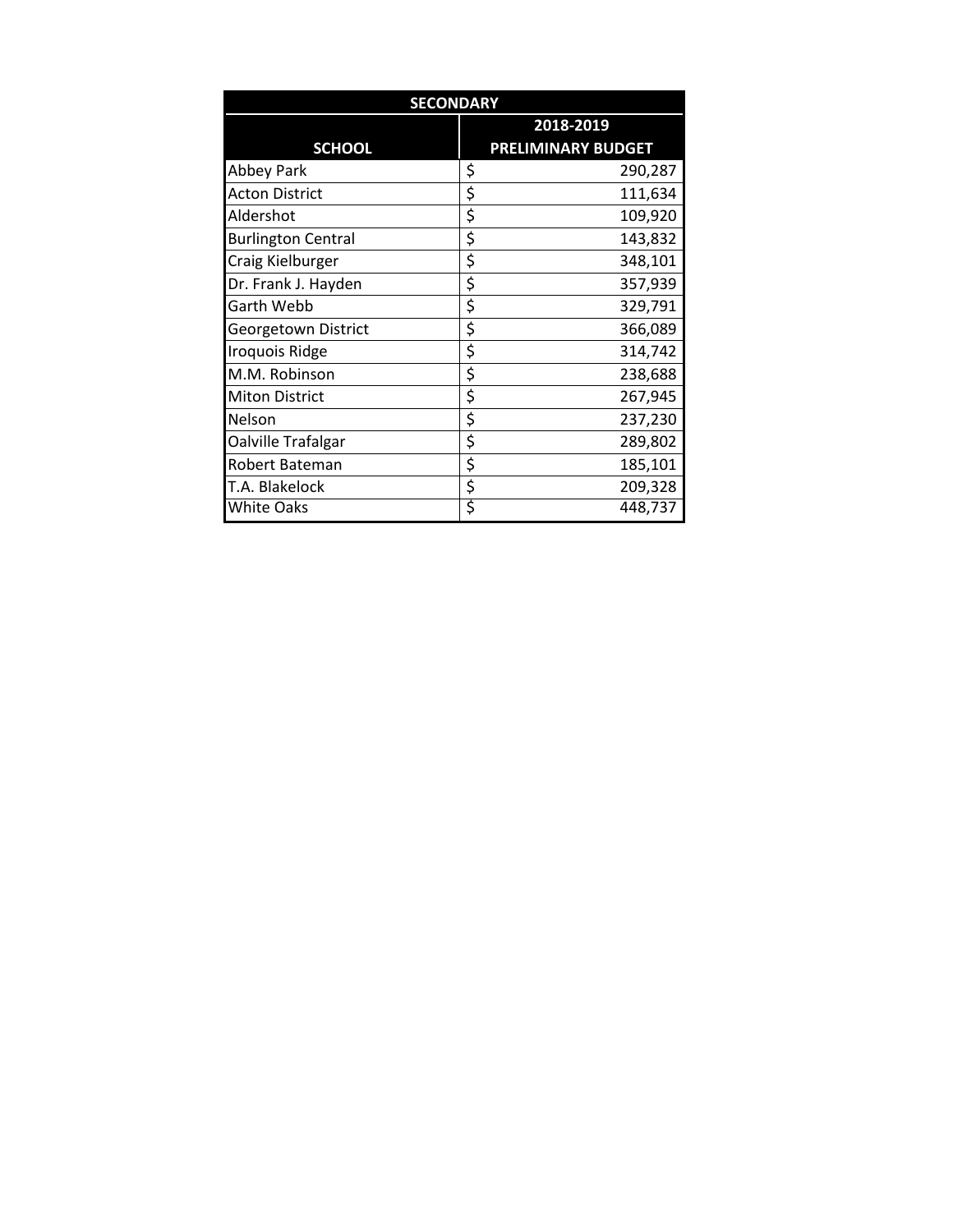| SECONDARY | |
|---|---|
| SCHOOL | 2018-2019 PRELIMINARY BUDGET |
| Abbey Park | $ 290,287 |
| Acton District | $ 111,634 |
| Aldershot | $ 109,920 |
| Burlington Central | $ 143,832 |
| Craig Kielburger | $ 348,101 |
| Dr. Frank J. Hayden | $ 357,939 |
| Garth Webb | $ 329,791 |
| Georgetown District | $ 366,089 |
| Iroquois Ridge | $ 314,742 |
| M.M. Robinson | $ 238,688 |
| Miton District | $ 267,945 |
| Nelson | $ 237,230 |
| Oalville Trafalgar | $ 289,802 |
| Robert Bateman | $ 185,101 |
| T.A. Blakelock | $ 209,328 |
| White Oaks | $ 448,737 |